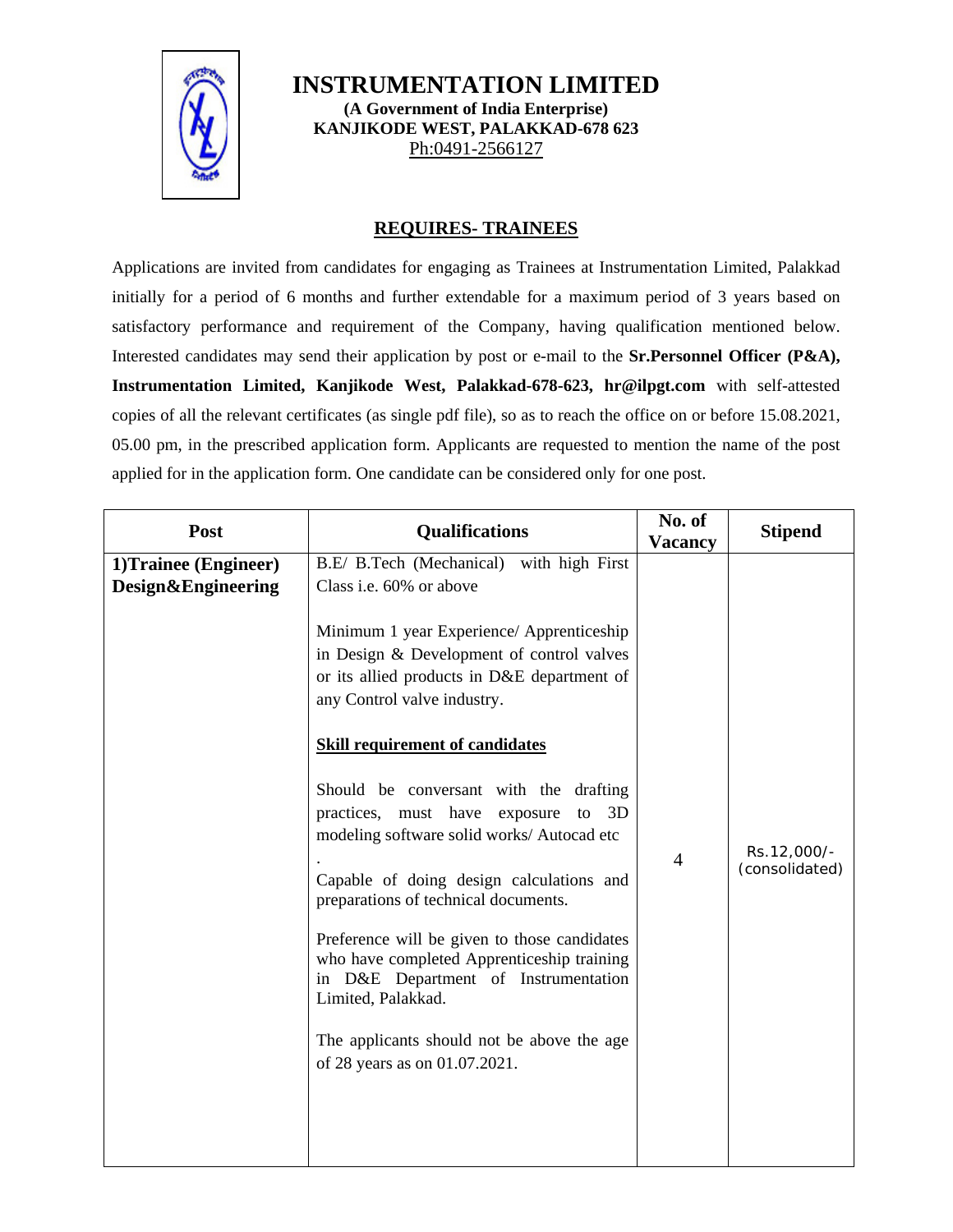# INSTRUMENTATION LIMITED

**(A Government of India Enterprise)**
**KANJIKODE WEST, PALAKKAD-678 623**
Ph:0491-2566127

## REQUIRES- TRAINEES

Applications are invited from candidates for engaging as Trainees at Instrumentation Limited, Palakkad initially for a period of 6 months and further extendable for a maximum period of 3 years based on satisfactory performance and requirement of the Company, having qualification mentioned below. Interested candidates may send their application by post or e-mail to the **Sr.Personnel Officer (P&A), Instrumentation Limited, Kanjikode West, Palakkad-678-623, hr@ilpgt.com** with self-attested copies of all the relevant certificates (as single pdf file), so as to reach the office on or before 15.08.2021, 05.00 pm, in the prescribed application form. Applicants are requested to mention the name of the post applied for in the application form. One candidate can be considered only for one post.

| Post | Qualifications | No. of Vacancy | Stipend |
|---|---|---|---|
| **1)Trainee (Engineer) Design&Engineering** | B.E/ B.Tech (Mechanical) with high First Class i.e. 60% or above<br><br>Minimum 1 year Experience/ Apprenticeship in Design & Development of control valves or its allied products in D&E department of any Control valve industry.<br><br>**Skill requirement of candidates**<br><br>Should be conversant with the drafting practices, must have exposure to 3D modeling software solid works/ Autocad etc<br>.<br>Capable of doing design calculations and preparations of technical documents.<br><br>Preference will be given to those candidates who have completed Apprenticeship training in D&E Department of Instrumentation Limited, Palakkad.<br><br>The applicants should not be above the age of 28 years as on 01.07.2021. | 4 | Rs.12,000/- (consolidated) |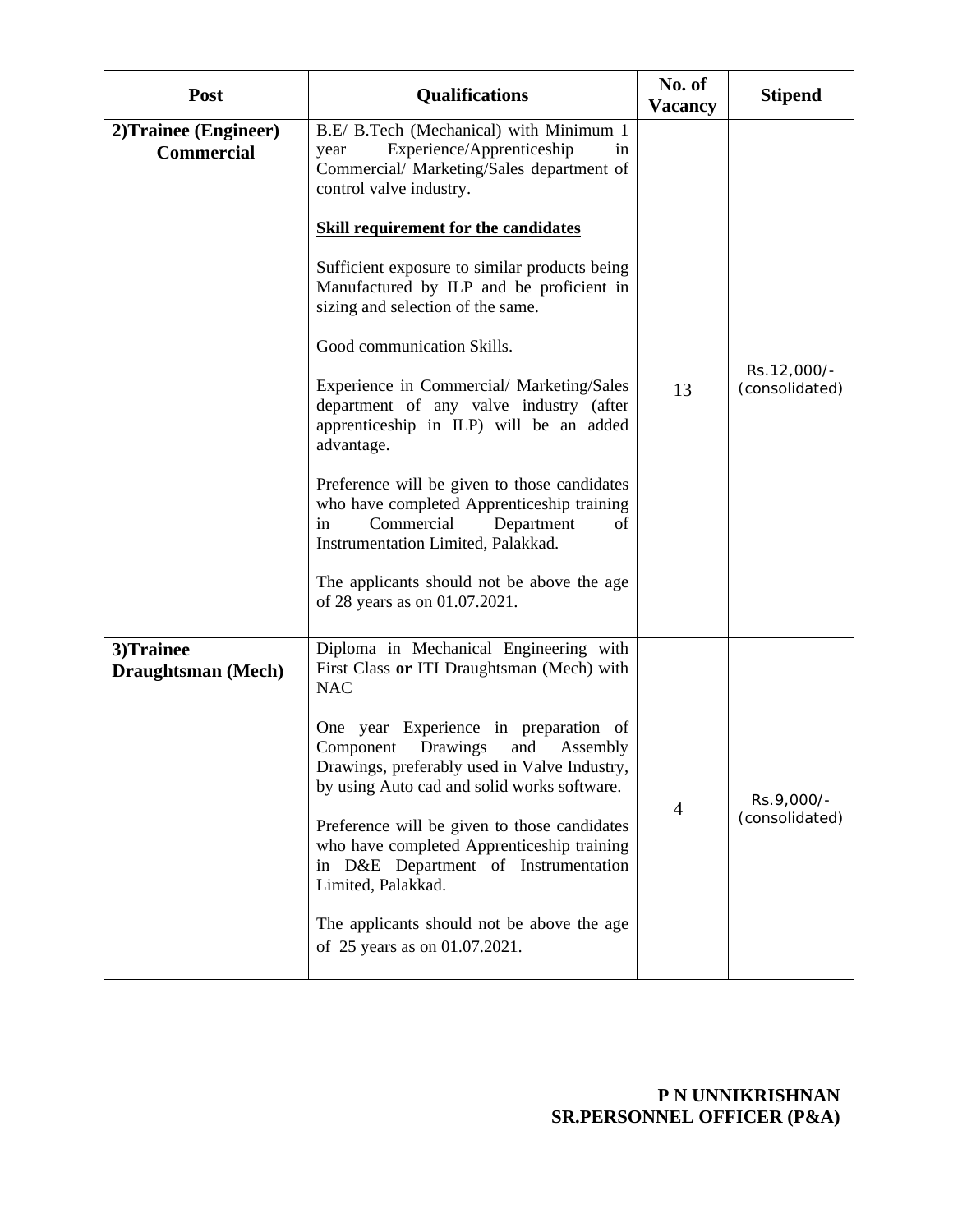| Post | Qualifications | No. of Vacancy | Stipend |
|---|---|---|---|
| **2)Trainee (Engineer) Commercial** | B.E/ B.Tech (Mechanical) with Minimum 1 year Experience/Apprenticeship in Commercial/ Marketing/Sales department of control valve industry.<br><br>**<u>Skill requirement for the candidates</u>**<br><br>Sufficient exposure to similar products being Manufactured by ILP and be proficient in sizing and selection of the same.<br><br>Good communication Skills.<br><br>Experience in Commercial/ Marketing/Sales department of any valve industry (after apprenticeship in ILP) will be an added advantage.<br><br>Preference will be given to those candidates who have completed Apprenticeship training in Commercial Department of Instrumentation Limited, Palakkad.<br><br>The applicants should not be above the age of 28 years as on 01.07.2021. | 13 | Rs.12,000/- (consolidated) |
| **3)Trainee Draughtsman (Mech)** | Diploma in Mechanical Engineering with First Class **or** ITI Draughtsman (Mech) with NAC<br><br>One year Experience in preparation of Component Drawings and Assembly Drawings, preferably used in Valve Industry, by using Auto cad and solid works software.<br><br>Preference will be given to those candidates who have completed Apprenticeship training in D&E Department of Instrumentation Limited, Palakkad.<br><br>The applicants should not be above the age of 25 years as on 01.07.2021. | 4 | Rs.9,000/- (consolidated) |

**P N UNNIKRISHNAN**
**SR.PERSONNEL OFFICER (P&A)**